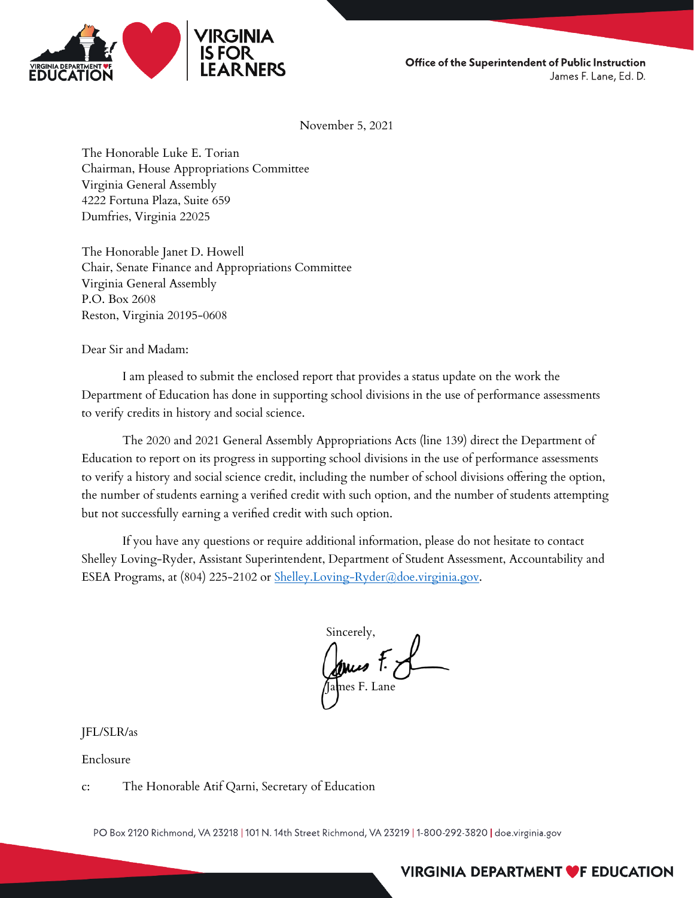Office of the Superintendent of Public Instruction
James F. Lane, Ed. D.

November 5, 2021

The Honorable Luke E. Torian
Chairman, House Appropriations Committee
Virginia General Assembly
4222 Fortuna Plaza, Suite 659
Dumfries, Virginia 22025

The Honorable Janet D. Howell
Chair, Senate Finance and Appropriations Committee
Virginia General Assembly
P.O. Box 2608
Reston, Virginia 20195-0608

Dear Sir and Madam:

I am pleased to submit the enclosed report that provides a status update on the work the Department of Education has done in supporting school divisions in the use of performance assessments to verify credits in history and social science.

The 2020 and 2021 General Assembly Appropriations Acts (line 139) direct the Department of Education to report on its progress in supporting school divisions in the use of performance assessments to verify a history and social science credit, including the number of school divisions offering the option, the number of students earning a verified credit with such option, and the number of students attempting but not successfully earning a verified credit with such option.

If you have any questions or require additional information, please do not hesitate to contact Shelley Loving-Ryder, Assistant Superintendent, Department of Student Assessment, Accountability and ESEA Programs, at (804) 225-2102 or Shelley.Loving-Ryder@doe.virginia.gov.

Sincerely,

James F. Lane

JFL/SLR/as

Enclosure

c: The Honorable Atif Qarni, Secretary of Education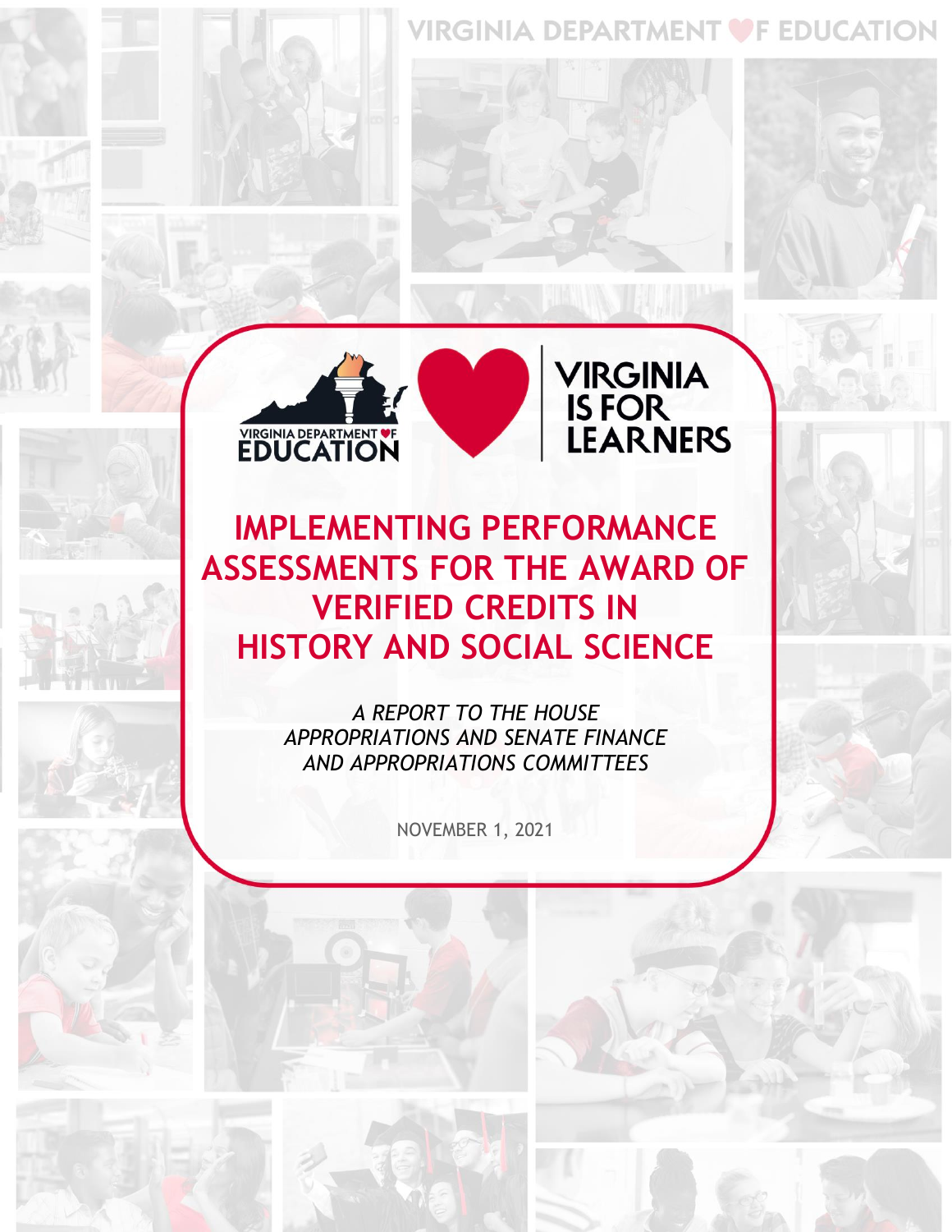# IMPLEMENTING PERFORMANCE ASSESSMENTS FOR THE AWARD OF VERIFIED CREDITS IN HISTORY AND SOCIAL SCIENCE

*A REPORT TO THE HOUSE APPROPRIATIONS AND SENATE FINANCE AND APPROPRIATIONS COMMITTEES*

NOVEMBER 1, 2021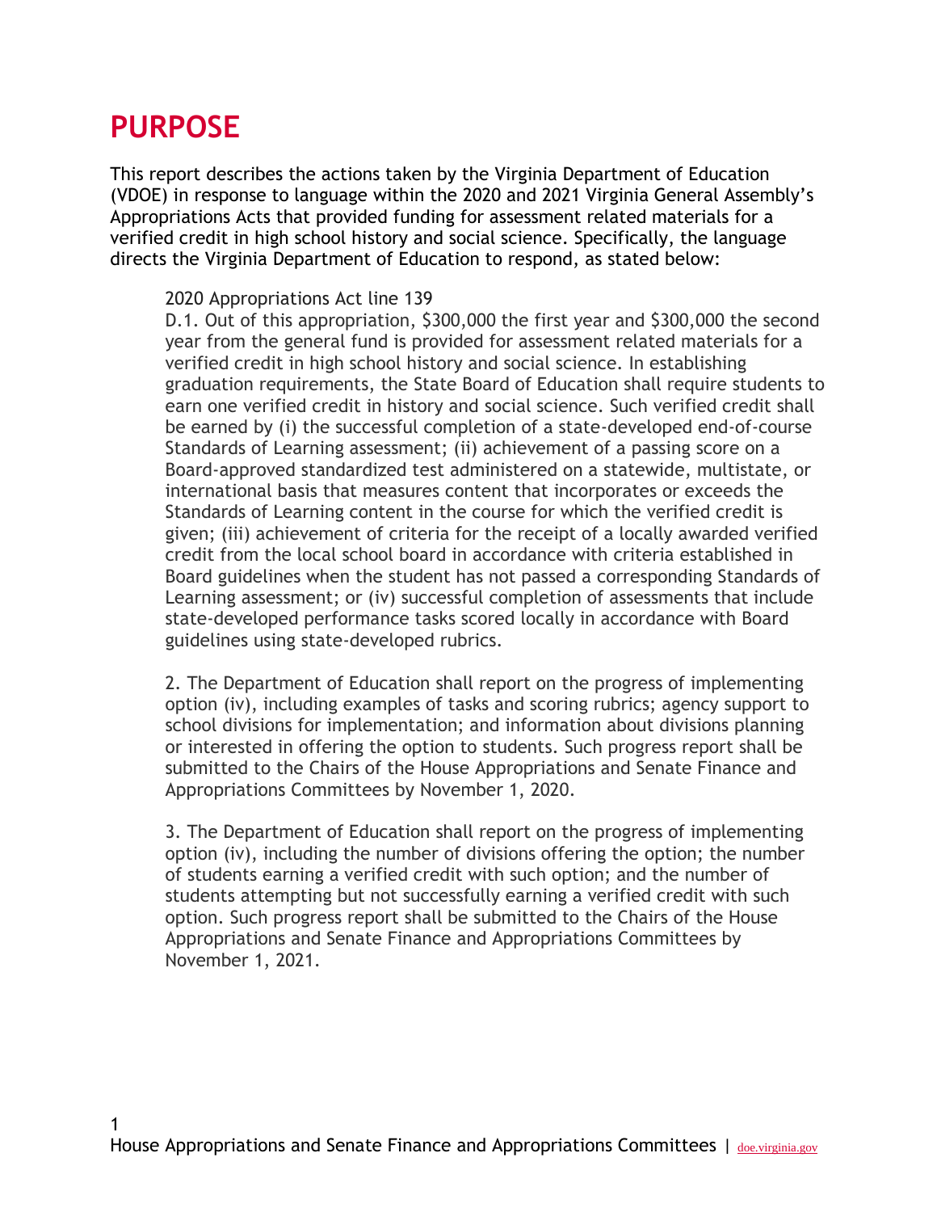# PURPOSE

This report describes the actions taken by the Virginia Department of Education (VDOE) in response to language within the 2020 and 2021 Virginia General Assembly's Appropriations Acts that provided funding for assessment related materials for a verified credit in high school history and social science. Specifically, the language directs the Virginia Department of Education to respond, as stated below:

> 2020 Appropriations Act line 139
>
> D.1. Out of this appropriation, $300,000 the first year and $300,000 the second year from the general fund is provided for assessment related materials for a verified credit in high school history and social science. In establishing graduation requirements, the State Board of Education shall require students to earn one verified credit in history and social science. Such verified credit shall be earned by (i) the successful completion of a state-developed end-of-course Standards of Learning assessment; (ii) achievement of a passing score on a Board-approved standardized test administered on a statewide, multistate, or international basis that measures content that incorporates or exceeds the Standards of Learning content in the course for which the verified credit is given; (iii) achievement of criteria for the receipt of a locally awarded verified credit from the local school board in accordance with criteria established in Board guidelines when the student has not passed a corresponding Standards of Learning assessment; or (iv) successful completion of assessments that include state-developed performance tasks scored locally in accordance with Board guidelines using state-developed rubrics.
>
> 2. The Department of Education shall report on the progress of implementing option (iv), including examples of tasks and scoring rubrics; agency support to school divisions for implementation; and information about divisions planning or interested in offering the option to students. Such progress report shall be submitted to the Chairs of the House Appropriations and Senate Finance and Appropriations Committees by November 1, 2020.
>
> 3. The Department of Education shall report on the progress of implementing option (iv), including the number of divisions offering the option; the number of students earning a verified credit with such option; and the number of students attempting but not successfully earning a verified credit with such option. Such progress report shall be submitted to the Chairs of the House Appropriations and Senate Finance and Appropriations Committees by November 1, 2021.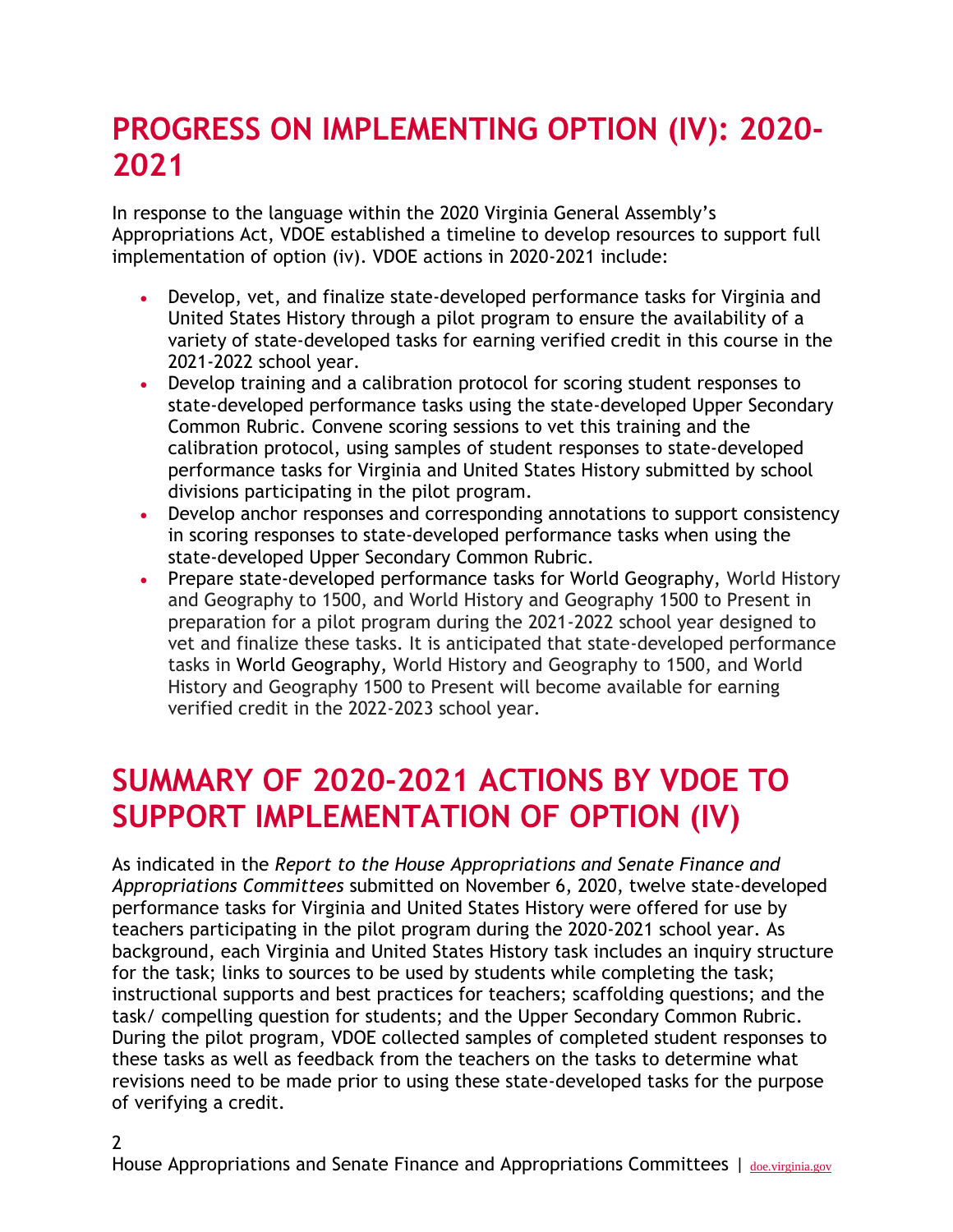# PROGRESS ON IMPLEMENTING OPTION (IV): 2020-2021

In response to the language within the 2020 Virginia General Assembly's Appropriations Act, VDOE established a timeline to develop resources to support full implementation of option (iv). VDOE actions in 2020-2021 include:

- Develop, vet, and finalize state-developed performance tasks for Virginia and United States History through a pilot program to ensure the availability of a variety of state-developed tasks for earning verified credit in this course in the 2021-2022 school year.
- Develop training and a calibration protocol for scoring student responses to state-developed performance tasks using the state-developed Upper Secondary Common Rubric. Convene scoring sessions to vet this training and the calibration protocol, using samples of student responses to state-developed performance tasks for Virginia and United States History submitted by school divisions participating in the pilot program.
- Develop anchor responses and corresponding annotations to support consistency in scoring responses to state-developed performance tasks when using the state-developed Upper Secondary Common Rubric.
- Prepare state-developed performance tasks for World Geography, World History and Geography to 1500, and World History and Geography 1500 to Present in preparation for a pilot program during the 2021-2022 school year designed to vet and finalize these tasks. It is anticipated that state-developed performance tasks in World Geography, World History and Geography to 1500, and World History and Geography 1500 to Present will become available for earning verified credit in the 2022-2023 school year.

# SUMMARY OF 2020-2021 ACTIONS BY VDOE TO SUPPORT IMPLEMENTATION OF OPTION (IV)

As indicated in the *Report to the House Appropriations and Senate Finance and Appropriations Committees* submitted on November 6, 2020, twelve state-developed performance tasks for Virginia and United States History were offered for use by teachers participating in the pilot program during the 2020-2021 school year. As background, each Virginia and United States History task includes an inquiry structure for the task; links to sources to be used by students while completing the task; instructional supports and best practices for teachers; scaffolding questions; and the task/ compelling question for students; and the Upper Secondary Common Rubric. During the pilot program, VDOE collected samples of completed student responses to these tasks as well as feedback from the teachers on the tasks to determine what revisions need to be made prior to using these state-developed tasks for the purpose of verifying a credit.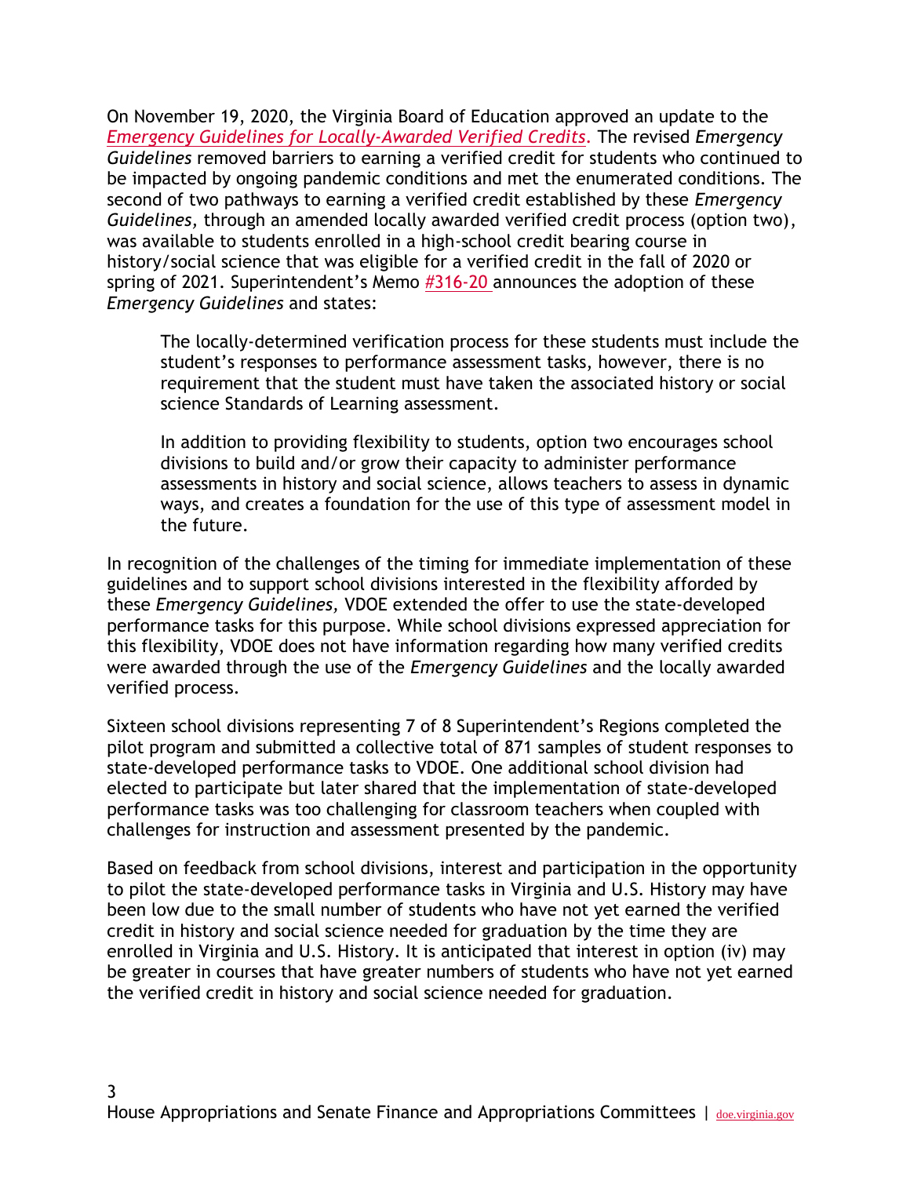On November 19, 2020, the Virginia Board of Education approved an update to the *Emergency Guidelines for Locally-Awarded Verified Credits*. The revised *Emergency Guidelines* removed barriers to earning a verified credit for students who continued to be impacted by ongoing pandemic conditions and met the enumerated conditions. The second of two pathways to earning a verified credit established by these *Emergency Guidelines,* through an amended locally awarded verified credit process (option two), was available to students enrolled in a high-school credit bearing course in history/social science that was eligible for a verified credit in the fall of 2020 or spring of 2021. Superintendent's Memo #316-20 announces the adoption of these *Emergency Guidelines* and states:

> The locally-determined verification process for these students must include the student's responses to performance assessment tasks, however, there is no requirement that the student must have taken the associated history or social science Standards of Learning assessment.
>
> In addition to providing flexibility to students, option two encourages school divisions to build and/or grow their capacity to administer performance assessments in history and social science, allows teachers to assess in dynamic ways, and creates a foundation for the use of this type of assessment model in the future.

In recognition of the challenges of the timing for immediate implementation of these guidelines and to support school divisions interested in the flexibility afforded by these *Emergency Guidelines,* VDOE extended the offer to use the state-developed performance tasks for this purpose. While school divisions expressed appreciation for this flexibility, VDOE does not have information regarding how many verified credits were awarded through the use of the *Emergency Guidelines* and the locally awarded verified process.

Sixteen school divisions representing 7 of 8 Superintendent's Regions completed the pilot program and submitted a collective total of 871 samples of student responses to state-developed performance tasks to VDOE. One additional school division had elected to participate but later shared that the implementation of state-developed performance tasks was too challenging for classroom teachers when coupled with challenges for instruction and assessment presented by the pandemic.

Based on feedback from school divisions, interest and participation in the opportunity to pilot the state-developed performance tasks in Virginia and U.S. History may have been low due to the small number of students who have not yet earned the verified credit in history and social science needed for graduation by the time they are enrolled in Virginia and U.S. History. It is anticipated that interest in option (iv) may be greater in courses that have greater numbers of students who have not yet earned the verified credit in history and social science needed for graduation.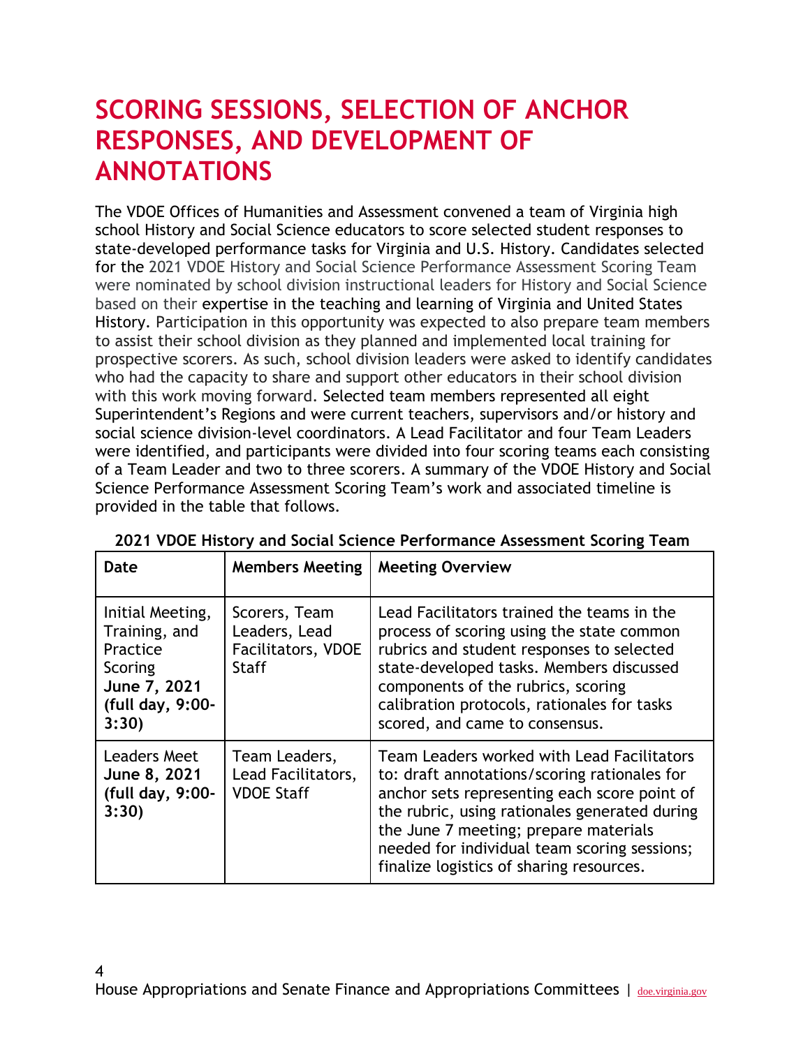# SCORING SESSIONS, SELECTION OF ANCHOR RESPONSES, AND DEVELOPMENT OF ANNOTATIONS

The VDOE Offices of Humanities and Assessment convened a team of Virginia high school History and Social Science educators to score selected student responses to state-developed performance tasks for Virginia and U.S. History. Candidates selected for the 2021 VDOE History and Social Science Performance Assessment Scoring Team were nominated by school division instructional leaders for History and Social Science based on their expertise in the teaching and learning of Virginia and United States History. Participation in this opportunity was expected to also prepare team members to assist their school division as they planned and implemented local training for prospective scorers. As such, school division leaders were asked to identify candidates who had the capacity to share and support other educators in their school division with this work moving forward. Selected team members represented all eight Superintendent's Regions and were current teachers, supervisors and/or history and social science division-level coordinators. A Lead Facilitator and four Team Leaders were identified, and participants were divided into four scoring teams each consisting of a Team Leader and two to three scorers. A summary of the VDOE History and Social Science Performance Assessment Scoring Team's work and associated timeline is provided in the table that follows.

**2021 VDOE History and Social Science Performance Assessment Scoring Team**

| Date | Members Meeting | Meeting Overview |
|---|---|---|
| Initial Meeting, Training, and Practice Scoring **June 7, 2021 (full day, 9:00-3:30)** | Scorers, Team Leaders, Lead Facilitators, VDOE Staff | Lead Facilitators trained the teams in the process of scoring using the state common rubrics and student responses to selected state-developed tasks. Members discussed components of the rubrics, scoring calibration protocols, rationales for tasks scored, and came to consensus. |
| Leaders Meet **June 8, 2021 (full day, 9:00-3:30)** | Team Leaders, Lead Facilitators, VDOE Staff | Team Leaders worked with Lead Facilitators to: draft annotations/scoring rationales for anchor sets representing each score point of the rubric, using rationales generated during the June 7 meeting; prepare materials needed for individual team scoring sessions; finalize logistics of sharing resources. |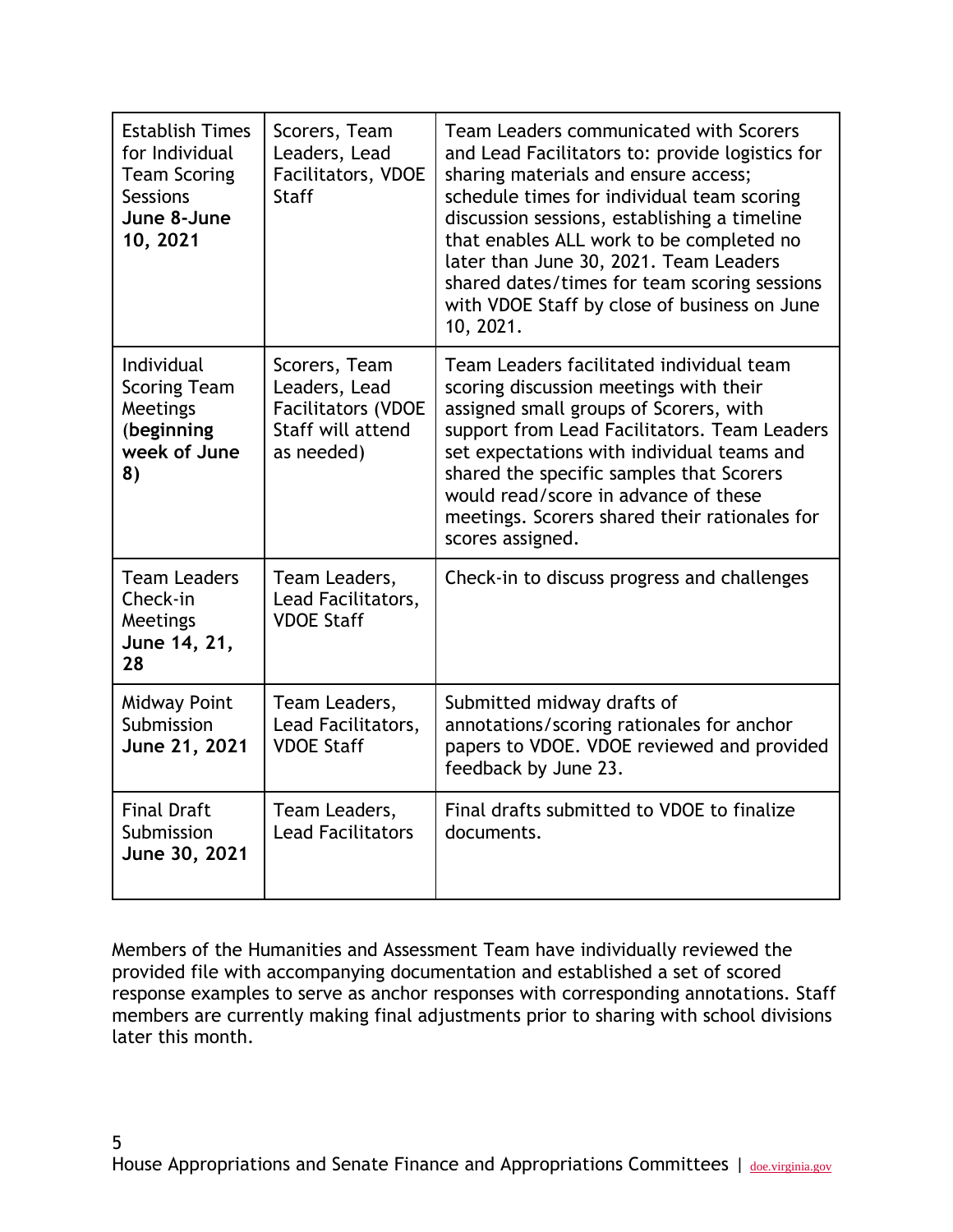| | | |
|---|---|---|
| Establish Times for Individual Team Scoring Sessions **June 8-June 10, 2021** | Scorers, Team Leaders, Lead Facilitators, VDOE Staff | Team Leaders communicated with Scorers and Lead Facilitators to: provide logistics for sharing materials and ensure access; schedule times for individual team scoring discussion sessions, establishing a timeline that enables ALL work to be completed no later than June 30, 2021. Team Leaders shared dates/times for team scoring sessions with VDOE Staff by close of business on June 10, 2021. |
| Individual Scoring Team Meetings (**beginning week of June 8)** | Scorers, Team Leaders, Lead Facilitators (VDOE Staff will attend as needed) | Team Leaders facilitated individual team scoring discussion meetings with their assigned small groups of Scorers, with support from Lead Facilitators. Team Leaders set expectations with individual teams and shared the specific samples that Scorers would read/score in advance of these meetings. Scorers shared their rationales for scores assigned. |
| Team Leaders Check-in Meetings **June 14, 21, 28** | Team Leaders, Lead Facilitators, VDOE Staff | Check-in to discuss progress and challenges |
| Midway Point Submission **June 21, 2021** | Team Leaders, Lead Facilitators, VDOE Staff | Submitted midway drafts of annotations/scoring rationales for anchor papers to VDOE. VDOE reviewed and provided feedback by June 23. |
| Final Draft Submission **June 30, 2021** | Team Leaders, Lead Facilitators | Final drafts submitted to VDOE to finalize documents. |

Members of the Humanities and Assessment Team have individually reviewed the provided file with accompanying documentation and established a set of scored response examples to serve as anchor responses with corresponding annotations. Staff members are currently making final adjustments prior to sharing with school divisions later this month.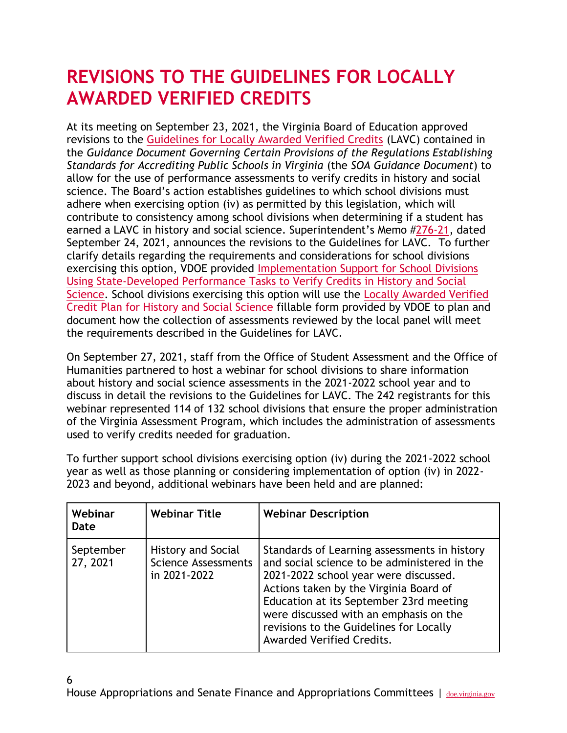# REVISIONS TO THE GUIDELINES FOR LOCALLY AWARDED VERIFIED CREDITS

At its meeting on September 23, 2021, the Virginia Board of Education approved revisions to the Guidelines for Locally Awarded Verified Credits (LAVC) contained in the *Guidance Document Governing Certain Provisions of the Regulations Establishing Standards for Accrediting Public Schools in Virginia* (the *SOA Guidance Document*) to allow for the use of performance assessments to verify credits in history and social science. The Board's action establishes guidelines to which school divisions must adhere when exercising option (iv) as permitted by this legislation, which will contribute to consistency among school divisions when determining if a student has earned a LAVC in history and social science. Superintendent's Memo #276-21, dated September 24, 2021, announces the revisions to the Guidelines for LAVC. To further clarify details regarding the requirements and considerations for school divisions exercising this option, VDOE provided Implementation Support for School Divisions Using State-Developed Performance Tasks to Verify Credits in History and Social Science. School divisions exercising this option will use the Locally Awarded Verified Credit Plan for History and Social Science fillable form provided by VDOE to plan and document how the collection of assessments reviewed by the local panel will meet the requirements described in the Guidelines for LAVC.

On September 27, 2021, staff from the Office of Student Assessment and the Office of Humanities partnered to host a webinar for school divisions to share information about history and social science assessments in the 2021-2022 school year and to discuss in detail the revisions to the Guidelines for LAVC. The 242 registrants for this webinar represented 114 of 132 school divisions that ensure the proper administration of the Virginia Assessment Program, which includes the administration of assessments used to verify credits needed for graduation.

To further support school divisions exercising option (iv) during the 2021-2022 school year as well as those planning or considering implementation of option (iv) in 2022-2023 and beyond, additional webinars have been held and are planned:

| Webinar Date | Webinar Title | Webinar Description |
|---|---|---|
| September 27, 2021 | History and Social Science Assessments in 2021-2022 | Standards of Learning assessments in history and social science to be administered in the 2021-2022 school year were discussed. Actions taken by the Virginia Board of Education at its September 23rd meeting were discussed with an emphasis on the revisions to the Guidelines for Locally Awarded Verified Credits. |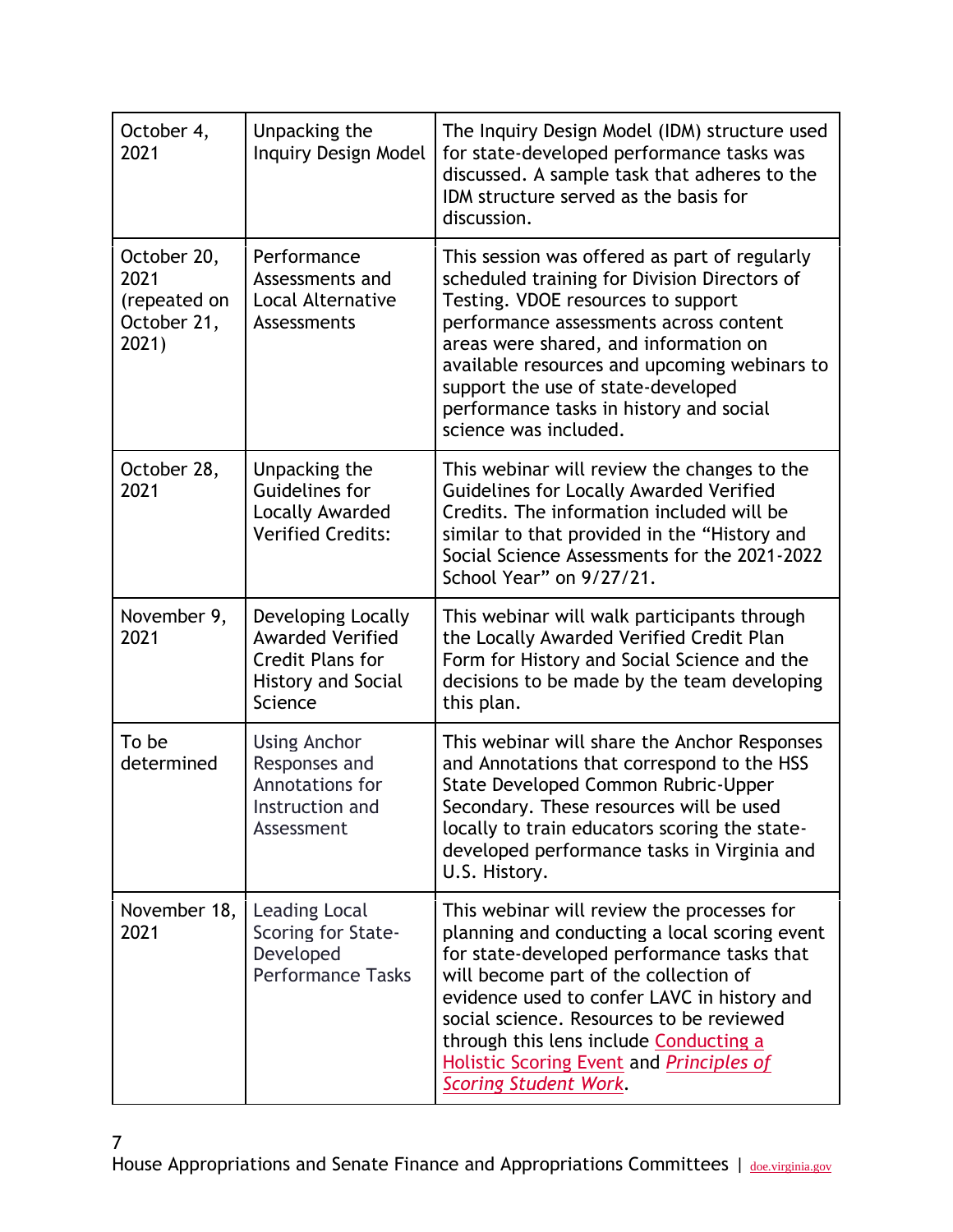| October 4, 2021 | Unpacking the Inquiry Design Model | The Inquiry Design Model (IDM) structure used for state-developed performance tasks was discussed. A sample task that adheres to the IDM structure served as the basis for discussion. |
|---|---|---|
| October 20, 2021 (repeated on October 21, 2021) | Performance Assessments and Local Alternative Assessments | This session was offered as part of regularly scheduled training for Division Directors of Testing. VDOE resources to support performance assessments across content areas were shared, and information on available resources and upcoming webinars to support the use of state-developed performance tasks in history and social science was included. |
| October 28, 2021 | Unpacking the Guidelines for Locally Awarded Verified Credits: | This webinar will review the changes to the Guidelines for Locally Awarded Verified Credits. The information included will be similar to that provided in the "History and Social Science Assessments for the 2021-2022 School Year" on 9/27/21. |
| November 9, 2021 | Developing Locally Awarded Verified Credit Plans for History and Social Science | This webinar will walk participants through the Locally Awarded Verified Credit Plan Form for History and Social Science and the decisions to be made by the team developing this plan. |
| To be determined | Using Anchor Responses and Annotations for Instruction and Assessment | This webinar will share the Anchor Responses and Annotations that correspond to the HSS State Developed Common Rubric-Upper Secondary. These resources will be used locally to train educators scoring the state-developed performance tasks in Virginia and U.S. History. |
| November 18, 2021 | Leading Local Scoring for State-Developed Performance Tasks | This webinar will review the processes for planning and conducting a local scoring event for state-developed performance tasks that will become part of the collection of evidence used to confer LAVC in history and social science. Resources to be reviewed through this lens include Conducting a Holistic Scoring Event and *Principles of Scoring Student Work*. |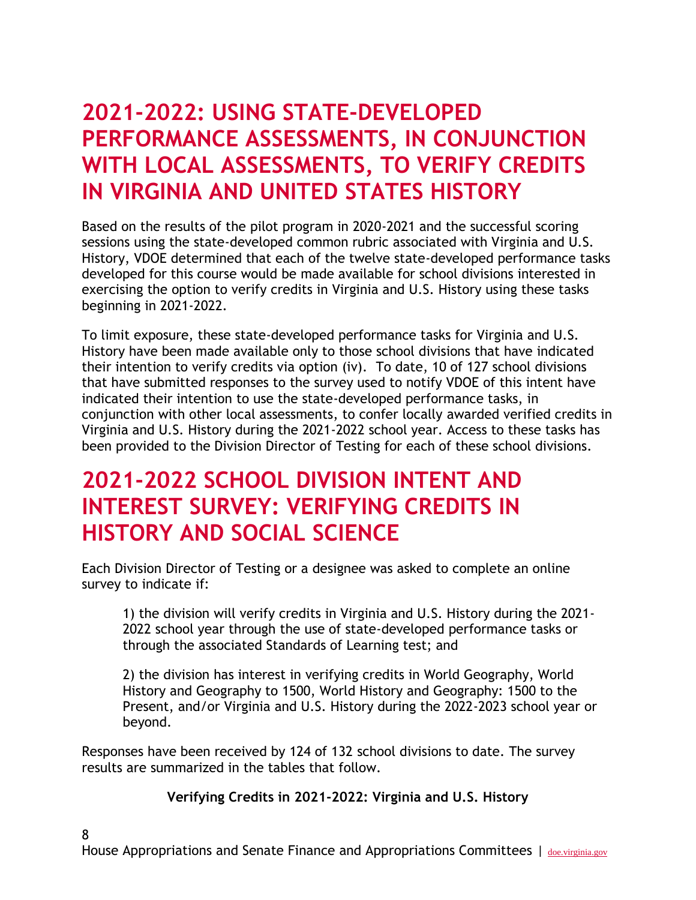## 2021-2022: USING STATE-DEVELOPED PERFORMANCE ASSESSMENTS, IN CONJUNCTION WITH LOCAL ASSESSMENTS, TO VERIFY CREDITS IN VIRGINIA AND UNITED STATES HISTORY

Based on the results of the pilot program in 2020-2021 and the successful scoring sessions using the state-developed common rubric associated with Virginia and U.S. History, VDOE determined that each of the twelve state-developed performance tasks developed for this course would be made available for school divisions interested in exercising the option to verify credits in Virginia and U.S. History using these tasks beginning in 2021-2022.

To limit exposure, these state-developed performance tasks for Virginia and U.S. History have been made available only to those school divisions that have indicated their intention to verify credits via option (iv). To date, 10 of 127 school divisions that have submitted responses to the survey used to notify VDOE of this intent have indicated their intention to use the state-developed performance tasks, in conjunction with other local assessments, to confer locally awarded verified credits in Virginia and U.S. History during the 2021-2022 school year. Access to these tasks has been provided to the Division Director of Testing for each of these school divisions.

## 2021-2022 SCHOOL DIVISION INTENT AND INTEREST SURVEY: VERIFYING CREDITS IN HISTORY AND SOCIAL SCIENCE

Each Division Director of Testing or a designee was asked to complete an online survey to indicate if:

1) the division will verify credits in Virginia and U.S. History during the 2021-2022 school year through the use of state-developed performance tasks or through the associated Standards of Learning test; and

2) the division has interest in verifying credits in World Geography, World History and Geography to 1500, World History and Geography: 1500 to the Present, and/or Virginia and U.S. History during the 2022-2023 school year or beyond.

Responses have been received by 124 of 132 school divisions to date. The survey results are summarized in the tables that follow.

**Verifying Credits in 2021-2022: Virginia and U.S. History**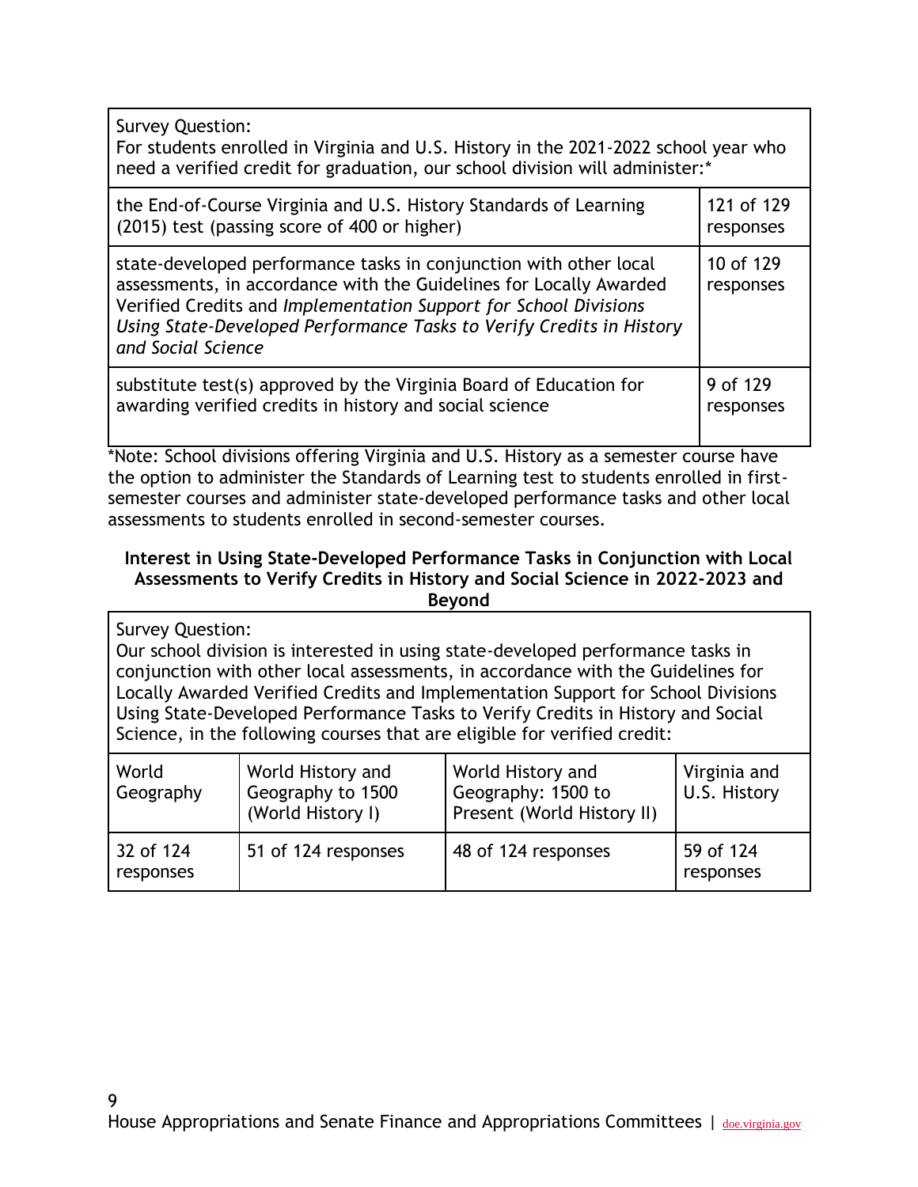| Survey Question: For students enrolled in Virginia and U.S. History in the 2021-2022 school year who need a verified credit for graduation, our school division will administer:* | |
|---|---|
| the End-of-Course Virginia and U.S. History Standards of Learning (2015) test (passing score of 400 or higher) | 121 of 129 responses |
| state-developed performance tasks in conjunction with other local assessments, in accordance with the Guidelines for Locally Awarded Verified Credits and *Implementation Support for School Divisions Using State-Developed Performance Tasks to Verify Credits in History and Social Science* | 10 of 129 responses |
| substitute test(s) approved by the Virginia Board of Education for awarding verified credits in history and social science | 9 of 129 responses |

*Note: School divisions offering Virginia and U.S. History as a semester course have the option to administer the Standards of Learning test to students enrolled in first-semester courses and administer state-developed performance tasks and other local assessments to students enrolled in second-semester courses.

**Interest in Using State-Developed Performance Tasks in Conjunction with Local Assessments to Verify Credits in History and Social Science in 2022-2023 and Beyond**

Survey Question:
Our school division is interested in using state-developed performance tasks in conjunction with other local assessments, in accordance with the Guidelines for Locally Awarded Verified Credits and Implementation Support for School Divisions Using State-Developed Performance Tasks to Verify Credits in History and Social Science, in the following courses that are eligible for verified credit:

| World Geography | World History and Geography to 1500 (World History I) | World History and Geography: 1500 to Present (World History II) | Virginia and U.S. History |
|---|---|---|---|
| 32 of 124 responses | 51 of 124 responses | 48 of 124 responses | 59 of 124 responses |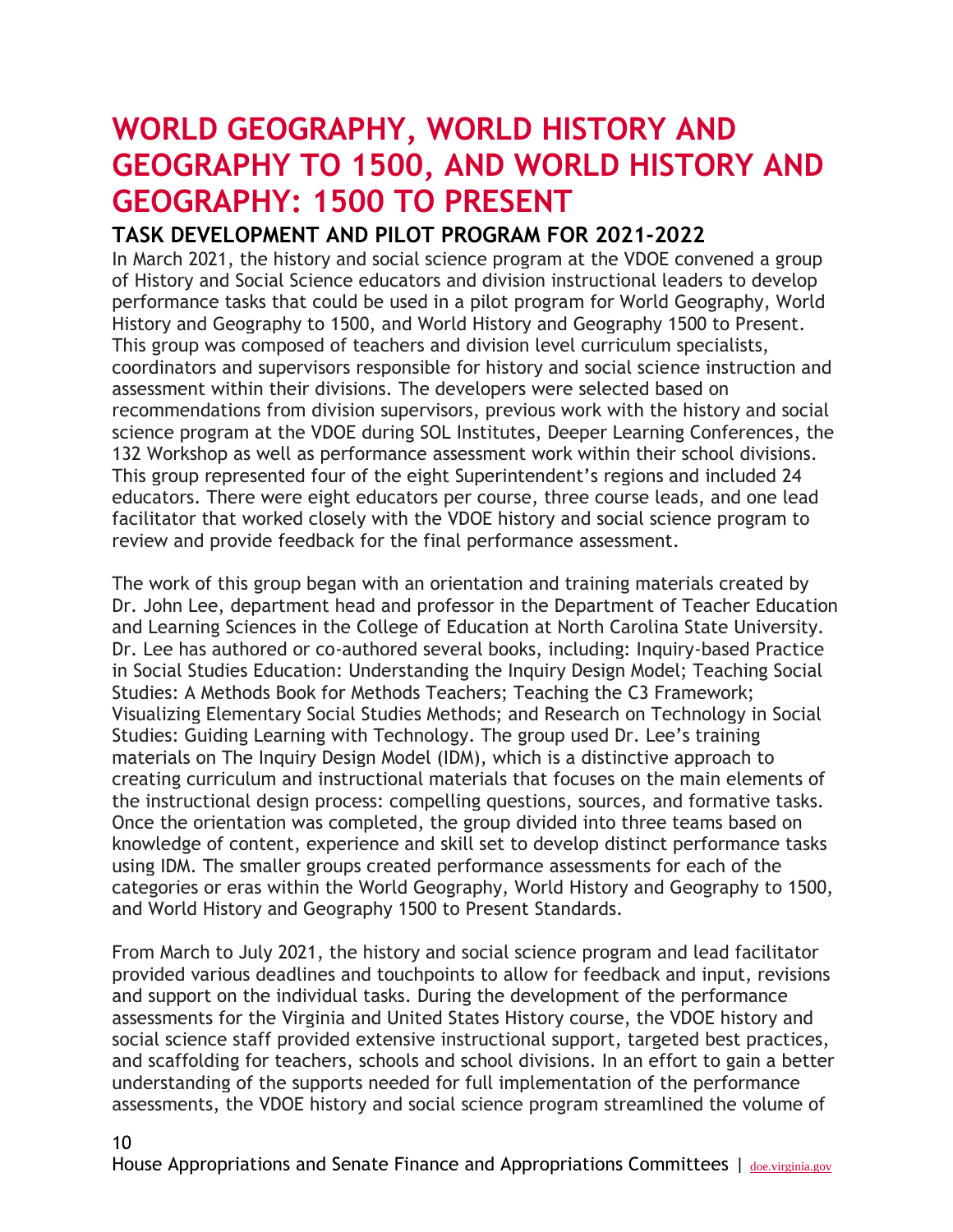# WORLD GEOGRAPHY, WORLD HISTORY AND GEOGRAPHY TO 1500, AND WORLD HISTORY AND GEOGRAPHY: 1500 TO PRESENT

## TASK DEVELOPMENT AND PILOT PROGRAM FOR 2021-2022

In March 2021, the history and social science program at the VDOE convened a group of History and Social Science educators and division instructional leaders to develop performance tasks that could be used in a pilot program for World Geography, World History and Geography to 1500, and World History and Geography 1500 to Present. This group was composed of teachers and division level curriculum specialists, coordinators and supervisors responsible for history and social science instruction and assessment within their divisions. The developers were selected based on recommendations from division supervisors, previous work with the history and social science program at the VDOE during SOL Institutes, Deeper Learning Conferences, the 132 Workshop as well as performance assessment work within their school divisions. This group represented four of the eight Superintendent's regions and included 24 educators. There were eight educators per course, three course leads, and one lead facilitator that worked closely with the VDOE history and social science program to review and provide feedback for the final performance assessment.

The work of this group began with an orientation and training materials created by Dr. John Lee, department head and professor in the Department of Teacher Education and Learning Sciences in the College of Education at North Carolina State University. Dr. Lee has authored or co-authored several books, including: Inquiry-based Practice in Social Studies Education: Understanding the Inquiry Design Model; Teaching Social Studies: A Methods Book for Methods Teachers; Teaching the C3 Framework; Visualizing Elementary Social Studies Methods; and Research on Technology in Social Studies: Guiding Learning with Technology. The group used Dr. Lee's training materials on The Inquiry Design Model (IDM), which is a distinctive approach to creating curriculum and instructional materials that focuses on the main elements of the instructional design process: compelling questions, sources, and formative tasks. Once the orientation was completed, the group divided into three teams based on knowledge of content, experience and skill set to develop distinct performance tasks using IDM. The smaller groups created performance assessments for each of the categories or eras within the World Geography, World History and Geography to 1500, and World History and Geography 1500 to Present Standards.

From March to July 2021, the history and social science program and lead facilitator provided various deadlines and touchpoints to allow for feedback and input, revisions and support on the individual tasks. During the development of the performance assessments for the Virginia and United States History course, the VDOE history and social science staff provided extensive instructional support, targeted best practices, and scaffolding for teachers, schools and school divisions. In an effort to gain a better understanding of the supports needed for full implementation of the performance assessments, the VDOE history and social science program streamlined the volume of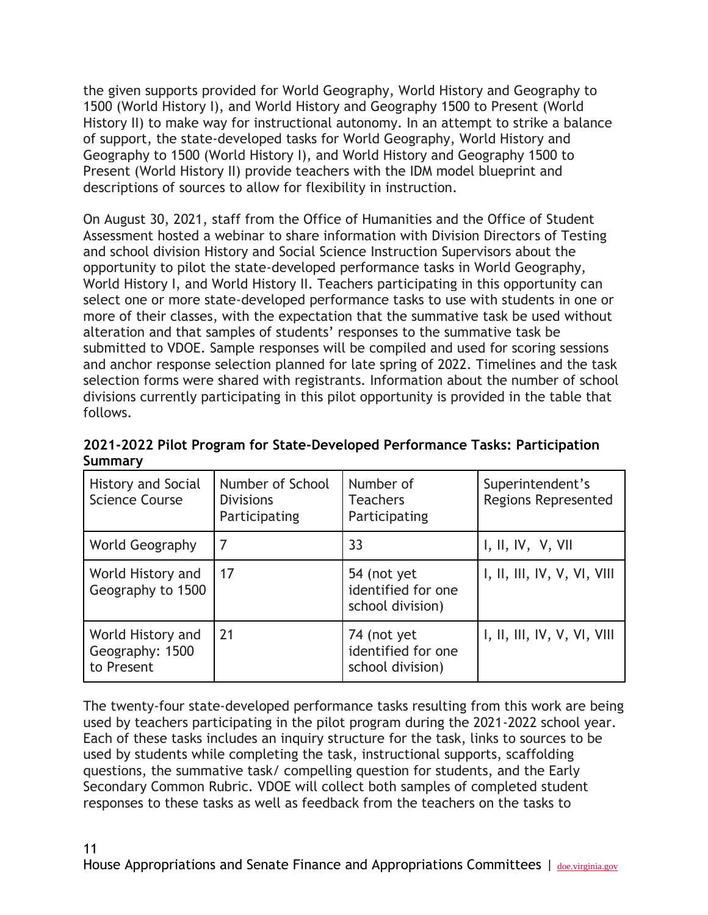the given supports provided for World Geography, World History and Geography to 1500 (World History I), and World History and Geography 1500 to Present (World History II) to make way for instructional autonomy. In an attempt to strike a balance of support, the state-developed tasks for World Geography, World History and Geography to 1500 (World History I), and World History and Geography 1500 to Present (World History II) provide teachers with the IDM model blueprint and descriptions of sources to allow for flexibility in instruction.

On August 30, 2021, staff from the Office of Humanities and the Office of Student Assessment hosted a webinar to share information with Division Directors of Testing and school division History and Social Science Instruction Supervisors about the opportunity to pilot the state-developed performance tasks in World Geography, World History I, and World History II. Teachers participating in this opportunity can select one or more state-developed performance tasks to use with students in one or more of their classes, with the expectation that the summative task be used without alteration and that samples of students' responses to the summative task be submitted to VDOE. Sample responses will be compiled and used for scoring sessions and anchor response selection planned for late spring of 2022. Timelines and the task selection forms were shared with registrants. Information about the number of school divisions currently participating in this pilot opportunity is provided in the table that follows.

**2021-2022 Pilot Program for State-Developed Performance Tasks: Participation Summary**

| History and Social Science Course | Number of School Divisions Participating | Number of Teachers Participating | Superintendent's Regions Represented |
|---|---|---|---|
| World Geography | 7 | 33 | I, II, IV, V, VII |
| World History and Geography to 1500 | 17 | 54 (not yet identified for one school division) | I, II, III, IV, V, VI, VIII |
| World History and Geography: 1500 to Present | 21 | 74 (not yet identified for one school division) | I, II, III, IV, V, VI, VIII |

The twenty-four state-developed performance tasks resulting from this work are being used by teachers participating in the pilot program during the 2021-2022 school year. Each of these tasks includes an inquiry structure for the task, links to sources to be used by students while completing the task, instructional supports, scaffolding questions, the summative task/ compelling question for students, and the Early Secondary Common Rubric. VDOE will collect both samples of completed student responses to these tasks as well as feedback from the teachers on the tasks to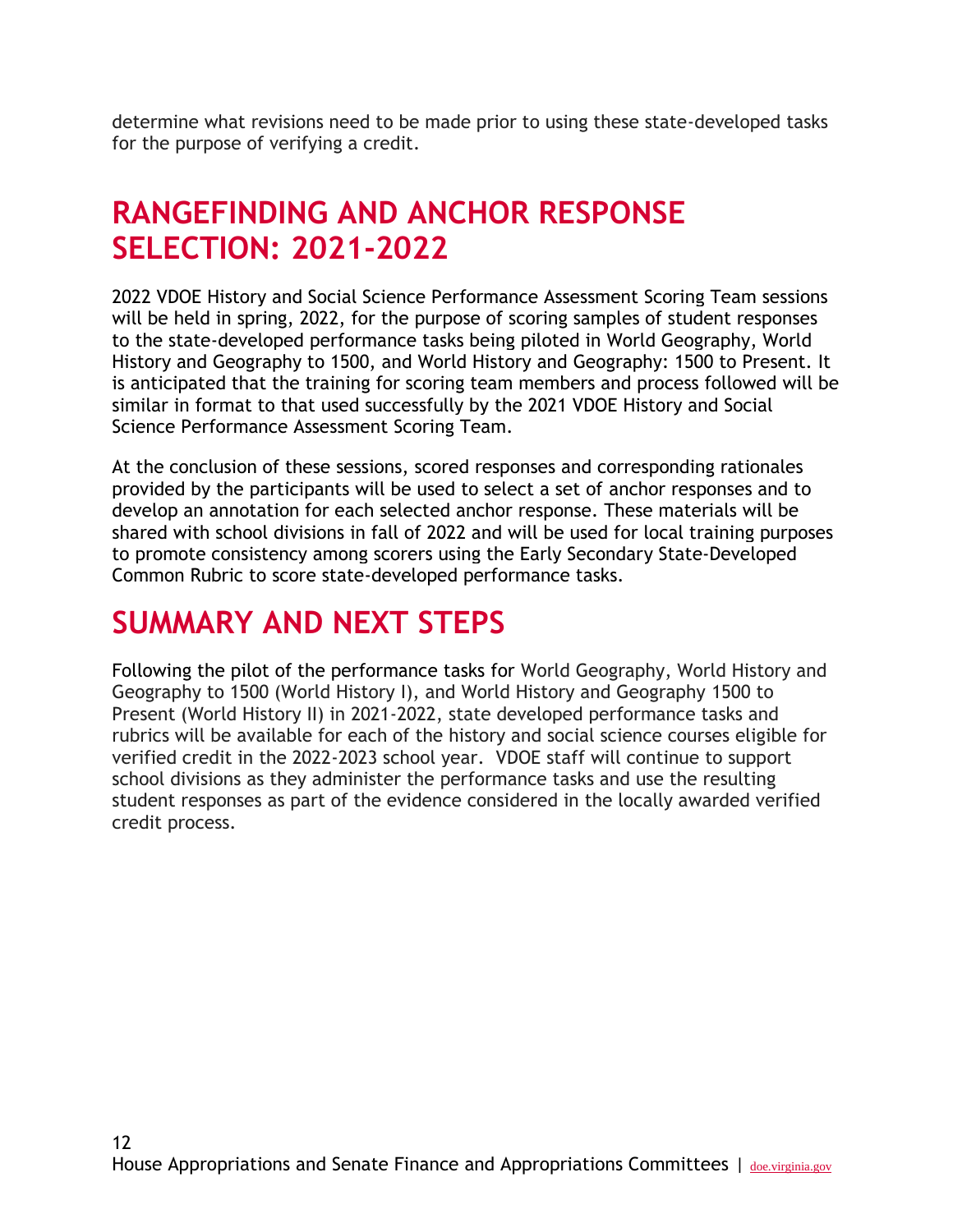determine what revisions need to be made prior to using these state-developed tasks for the purpose of verifying a credit.

# RANGEFINDING AND ANCHOR RESPONSE SELECTION: 2021-2022

2022 VDOE History and Social Science Performance Assessment Scoring Team sessions will be held in spring, 2022, for the purpose of scoring samples of student responses to the state-developed performance tasks being piloted in World Geography, World History and Geography to 1500, and World History and Geography: 1500 to Present. It is anticipated that the training for scoring team members and process followed will be similar in format to that used successfully by the 2021 VDOE History and Social Science Performance Assessment Scoring Team.

At the conclusion of these sessions, scored responses and corresponding rationales provided by the participants will be used to select a set of anchor responses and to develop an annotation for each selected anchor response. These materials will be shared with school divisions in fall of 2022 and will be used for local training purposes to promote consistency among scorers using the Early Secondary State-Developed Common Rubric to score state-developed performance tasks.

# SUMMARY AND NEXT STEPS

Following the pilot of the performance tasks for World Geography, World History and Geography to 1500 (World History I), and World History and Geography 1500 to Present (World History II) in 2021-2022, state developed performance tasks and rubrics will be available for each of the history and social science courses eligible for verified credit in the 2022-2023 school year. VDOE staff will continue to support school divisions as they administer the performance tasks and use the resulting student responses as part of the evidence considered in the locally awarded verified credit process.